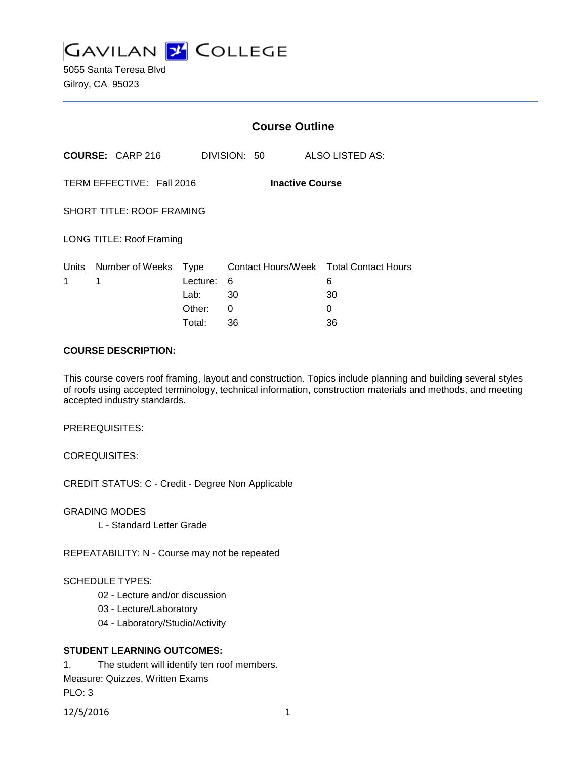# GAVILAN COLLEGE

5055 Santa Teresa Blvd
Gilroy, CA 95023

## Course Outline

**COURSE:** CARP 216 DIVISION: 50 ALSO LISTED AS:

TERM EFFECTIVE: Fall 2016 **Inactive Course**

SHORT TITLE: ROOF FRAMING

LONG TITLE: Roof Framing

| Units | Number of Weeks | Type | Contact Hours/Week | Total Contact Hours |
|---|---|---|---|---|
| 1 | 1 | Lecture: | 6 | 6 |
| | | Lab: | 30 | 30 |
| | | Other: | 0 | 0 |
| | | Total: | 36 | 36 |

**COURSE DESCRIPTION:**

This course covers roof framing, layout and construction. Topics include planning and building several styles of roofs using accepted terminology, technical information, construction materials and methods, and meeting accepted industry standards.

PREREQUISITES:

COREQUISITES:

CREDIT STATUS: C - Credit - Degree Non Applicable

GRADING MODES

L - Standard Letter Grade

REPEATABILITY: N - Course may not be repeated

SCHEDULE TYPES:

02 - Lecture and/or discussion
03 - Lecture/Laboratory
04 - Laboratory/Studio/Activity

**STUDENT LEARNING OUTCOMES:**

1. The student will identify ten roof members.
Measure: Quizzes, Written Exams
PLO: 3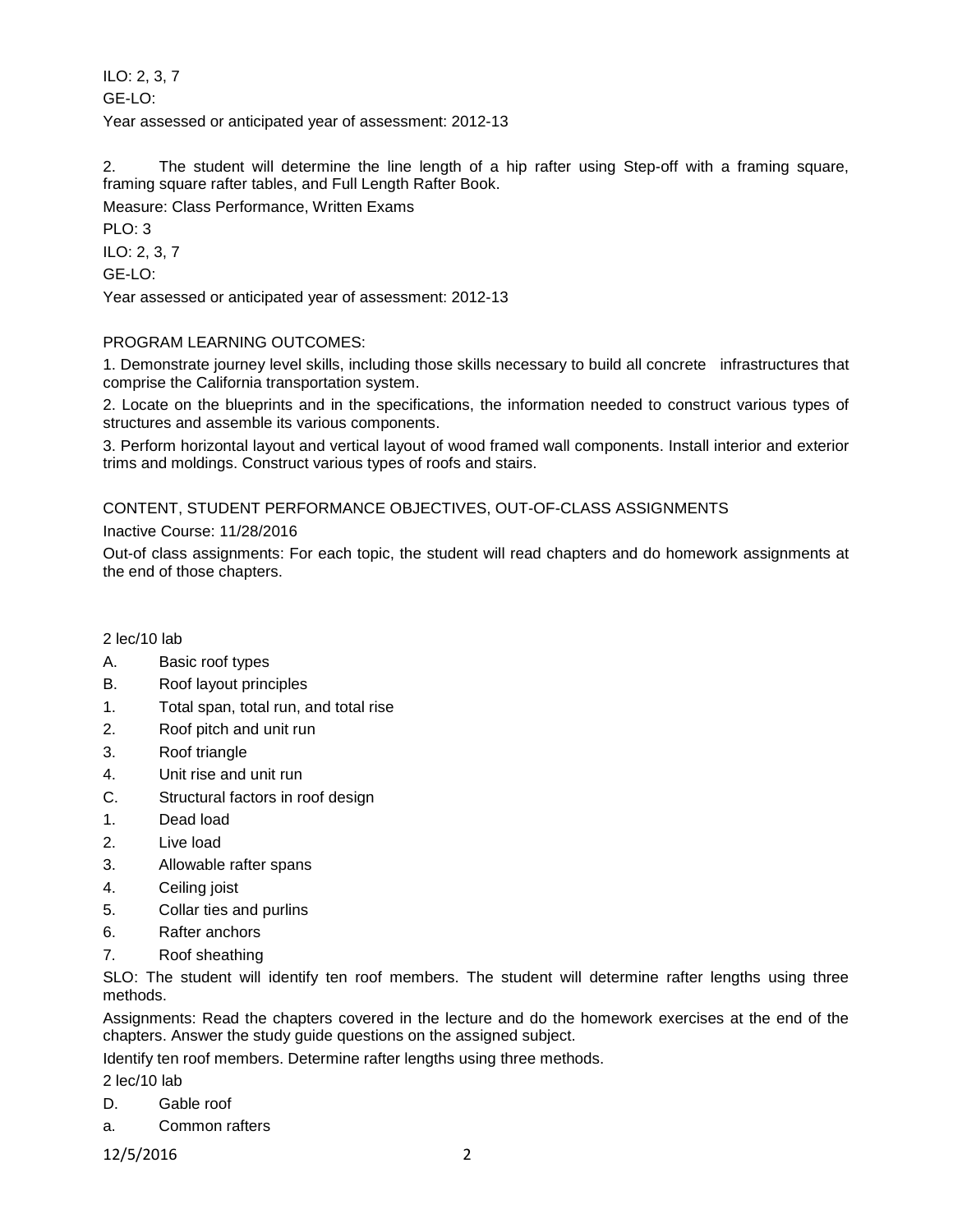ILO: 2, 3, 7

GE-LO:

Year assessed or anticipated year of assessment: 2012-13

2. The student will determine the line length of a hip rafter using Step-off with a framing square, framing square rafter tables, and Full Length Rafter Book.

Measure: Class Performance, Written Exams

PLO: 3

ILO: 2, 3, 7

GE-LO:

Year assessed or anticipated year of assessment: 2012-13

PROGRAM LEARNING OUTCOMES:

1. Demonstrate journey level skills, including those skills necessary to build all concrete infrastructures that comprise the California transportation system.

2. Locate on the blueprints and in the specifications, the information needed to construct various types of structures and assemble its various components.

3. Perform horizontal layout and vertical layout of wood framed wall components. Install interior and exterior trims and moldings. Construct various types of roofs and stairs.

CONTENT, STUDENT PERFORMANCE OBJECTIVES, OUT-OF-CLASS ASSIGNMENTS

Inactive Course: 11/28/2016

Out-of class assignments: For each topic, the student will read chapters and do homework assignments at the end of those chapters.

2 lec/10 lab

A. Basic roof types

B. Roof layout principles

1. Total span, total run, and total rise

2. Roof pitch and unit run

3. Roof triangle

4. Unit rise and unit run

C. Structural factors in roof design

1. Dead load

2. Live load

3. Allowable rafter spans

4. Ceiling joist

5. Collar ties and purlins

6. Rafter anchors

7. Roof sheathing

SLO: The student will identify ten roof members. The student will determine rafter lengths using three methods.

Assignments: Read the chapters covered in the lecture and do the homework exercises at the end of the chapters. Answer the study guide questions on the assigned subject.

Identify ten roof members. Determine rafter lengths using three methods.

2 lec/10 lab

D. Gable roof

a. Common rafters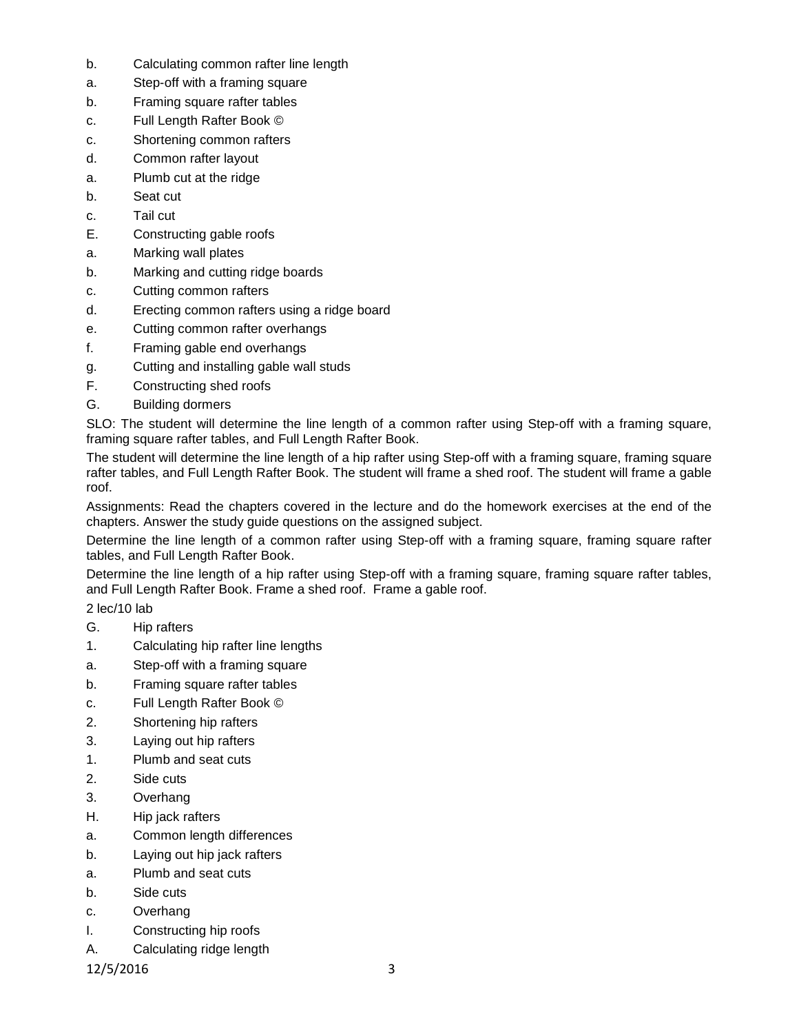b. Calculating common rafter line length

a. Step-off with a framing square

b. Framing square rafter tables

c. Full Length Rafter Book ©

c. Shortening common rafters

d. Common rafter layout

a. Plumb cut at the ridge

b. Seat cut

c. Tail cut

E. Constructing gable roofs

a. Marking wall plates

b. Marking and cutting ridge boards

c. Cutting common rafters

d. Erecting common rafters using a ridge board

e. Cutting common rafter overhangs

f. Framing gable end overhangs

g. Cutting and installing gable wall studs

F. Constructing shed roofs

G. Building dormers

SLO: The student will determine the line length of a common rafter using Step-off with a framing square, framing square rafter tables, and Full Length Rafter Book.

The student will determine the line length of a hip rafter using Step-off with a framing square, framing square rafter tables, and Full Length Rafter Book. The student will frame a shed roof. The student will frame a gable roof.

Assignments: Read the chapters covered in the lecture and do the homework exercises at the end of the chapters. Answer the study guide questions on the assigned subject.

Determine the line length of a common rafter using Step-off with a framing square, framing square rafter tables, and Full Length Rafter Book.

Determine the line length of a hip rafter using Step-off with a framing square, framing square rafter tables, and Full Length Rafter Book. Frame a shed roof. Frame a gable roof.

2 lec/10 lab

G. Hip rafters

1. Calculating hip rafter line lengths

a. Step-off with a framing square

b. Framing square rafter tables

c. Full Length Rafter Book ©

2. Shortening hip rafters

3. Laying out hip rafters

1. Plumb and seat cuts

2. Side cuts

3. Overhang

H. Hip jack rafters

a. Common length differences

b. Laying out hip jack rafters

a. Plumb and seat cuts

b. Side cuts

c. Overhang

I. Constructing hip roofs

A. Calculating ridge length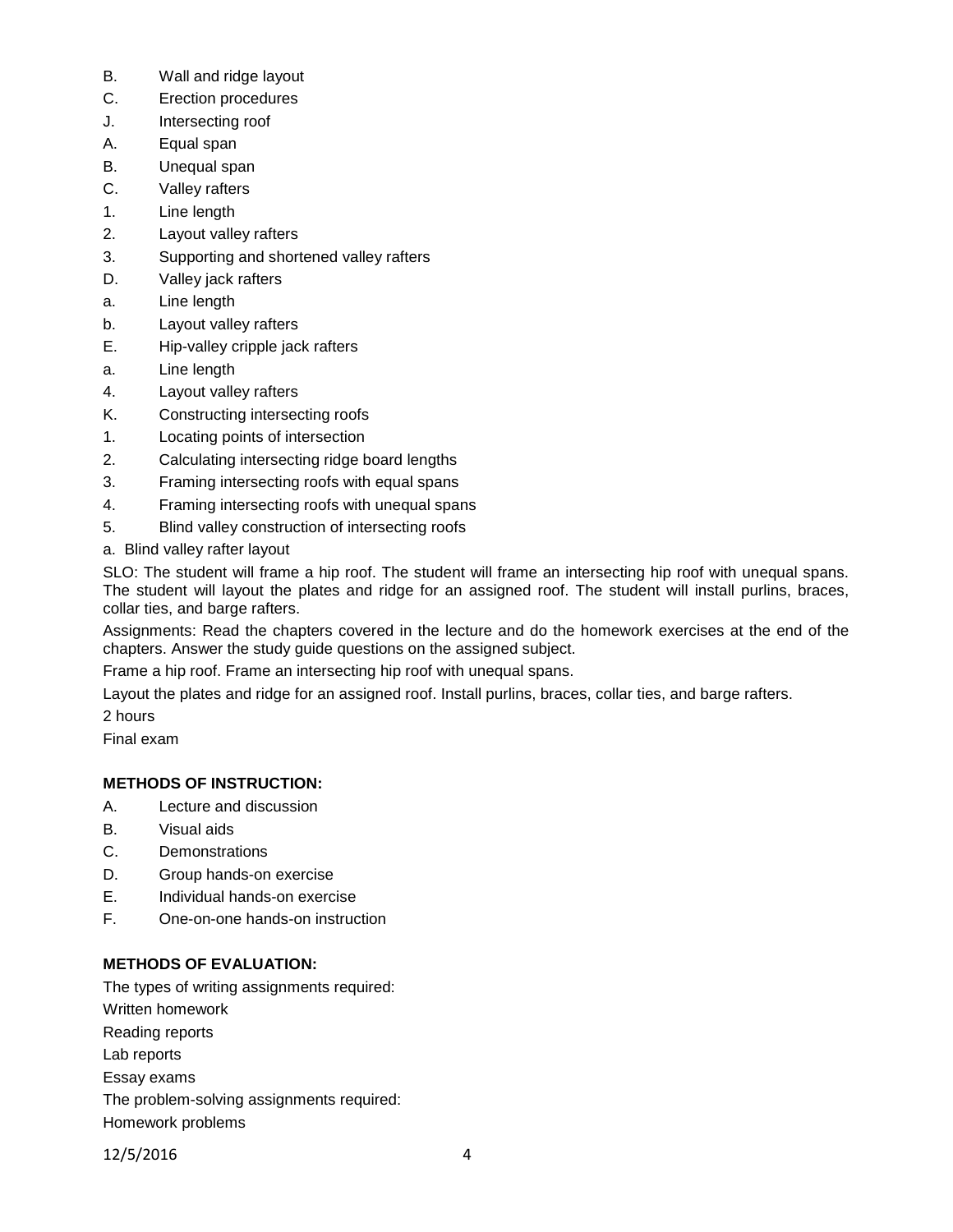B. Wall and ridge layout
C. Erection procedures
J. Intersecting roof
A. Equal span
B. Unequal span
C. Valley rafters
1. Line length
2. Layout valley rafters
3. Supporting and shortened valley rafters
D. Valley jack rafters
a. Line length
b. Layout valley rafters
E. Hip-valley cripple jack rafters
a. Line length
4. Layout valley rafters
K. Constructing intersecting roofs
1. Locating points of intersection
2. Calculating intersecting ridge board lengths
3. Framing intersecting roofs with equal spans
4. Framing intersecting roofs with unequal spans
5. Blind valley construction of intersecting roofs
a. Blind valley rafter layout

SLO: The student will frame a hip roof. The student will frame an intersecting hip roof with unequal spans. The student will layout the plates and ridge for an assigned roof. The student will install purlins, braces, collar ties, and barge rafters.

Assignments: Read the chapters covered in the lecture and do the homework exercises at the end of the chapters. Answer the study guide questions on the assigned subject.

Frame a hip roof. Frame an intersecting hip roof with unequal spans.

Layout the plates and ridge for an assigned roof. Install purlins, braces, collar ties, and barge rafters.

2 hours

Final exam

**METHODS OF INSTRUCTION:**

A. Lecture and discussion
B. Visual aids
C. Demonstrations
D. Group hands-on exercise
E. Individual hands-on exercise
F. One-on-one hands-on instruction

**METHODS OF EVALUATION:**

The types of writing assignments required:

Written homework

Reading reports

Lab reports

Essay exams

The problem-solving assignments required:

Homework problems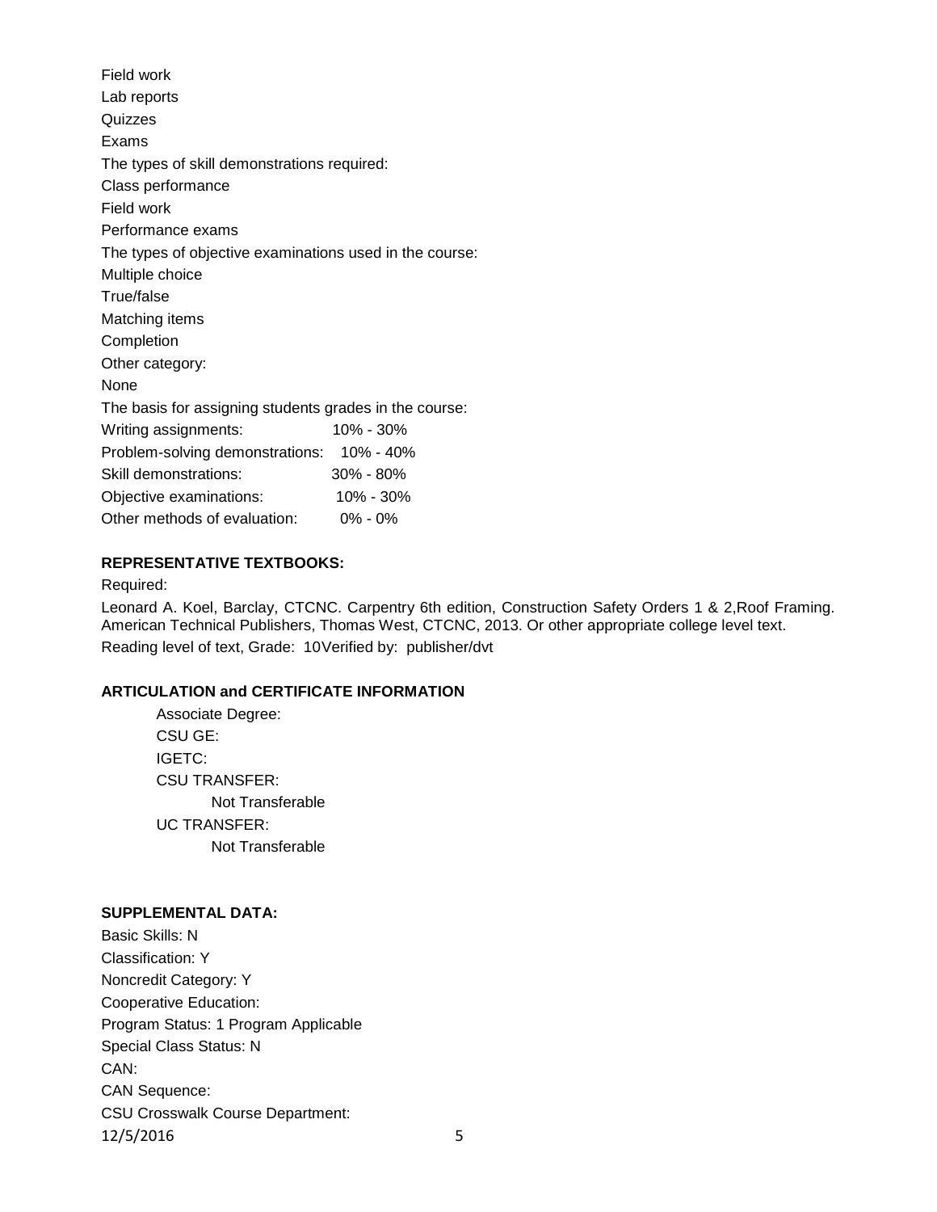Field work
Lab reports
Quizzes
Exams
The types of skill demonstrations required:
Class performance
Field work
Performance exams
The types of objective examinations used in the course:
Multiple choice
True/false
Matching items
Completion
Other category:
None
The basis for assigning students grades in the course:

| | |
|---|---|
| Writing assignments: | 10% - 30% |
| Problem-solving demonstrations: | 10% - 40% |
| Skill demonstrations: | 30% - 80% |
| Objective examinations: | 10% - 30% |
| Other methods of evaluation: | 0% - 0% |

**REPRESENTATIVE TEXTBOOKS:**

Required:

Leonard A. Koel, Barclay, CTCNC. Carpentry 6th edition, Construction Safety Orders 1 & 2,Roof Framing. American Technical Publishers, Thomas West, CTCNC, 2013. Or other appropriate college level text.
Reading level of text, Grade: 10Verified by: publisher/dvt

**ARTICULATION and CERTIFICATE INFORMATION**

Associate Degree:
CSU GE:
IGETC:
CSU TRANSFER:
Not Transferable
UC TRANSFER:
Not Transferable

**SUPPLEMENTAL DATA:**

Basic Skills: N
Classification: Y
Noncredit Category: Y
Cooperative Education:
Program Status: 1 Program Applicable
Special Class Status: N
CAN:
CAN Sequence:
CSU Crosswalk Course Department: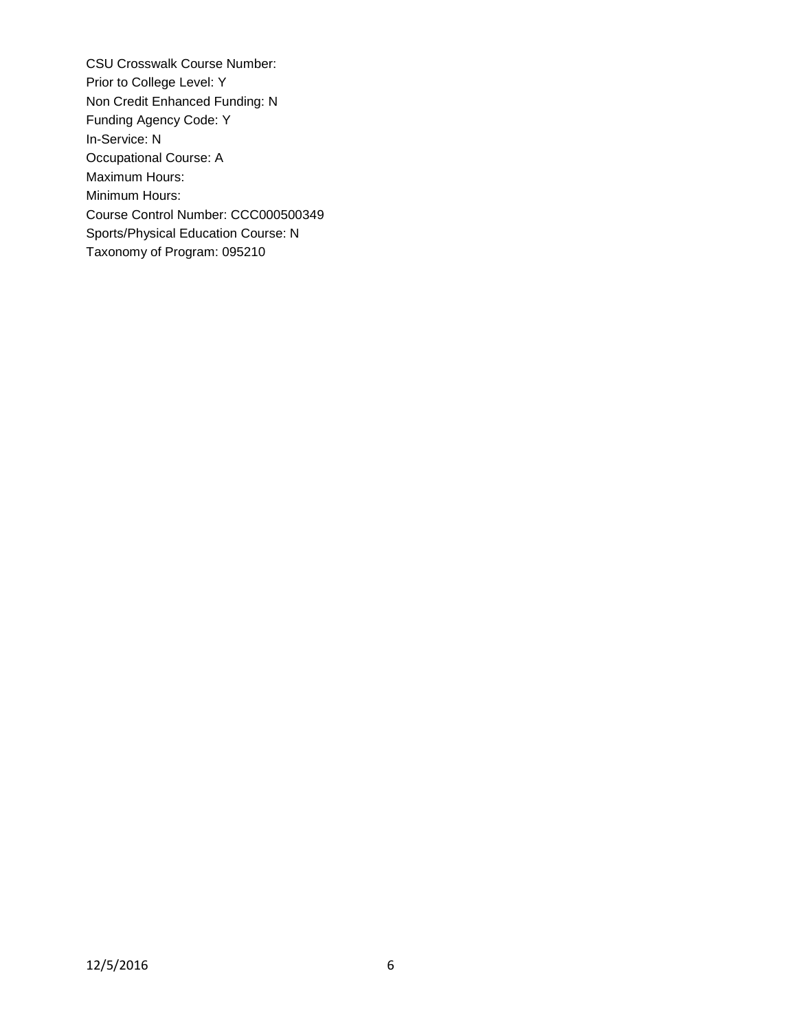CSU Crosswalk Course Number:
Prior to College Level: Y
Non Credit Enhanced Funding: N
Funding Agency Code: Y
In-Service: N
Occupational Course: A
Maximum Hours:
Minimum Hours:
Course Control Number: CCC000500349
Sports/Physical Education Course: N
Taxonomy of Program: 095210